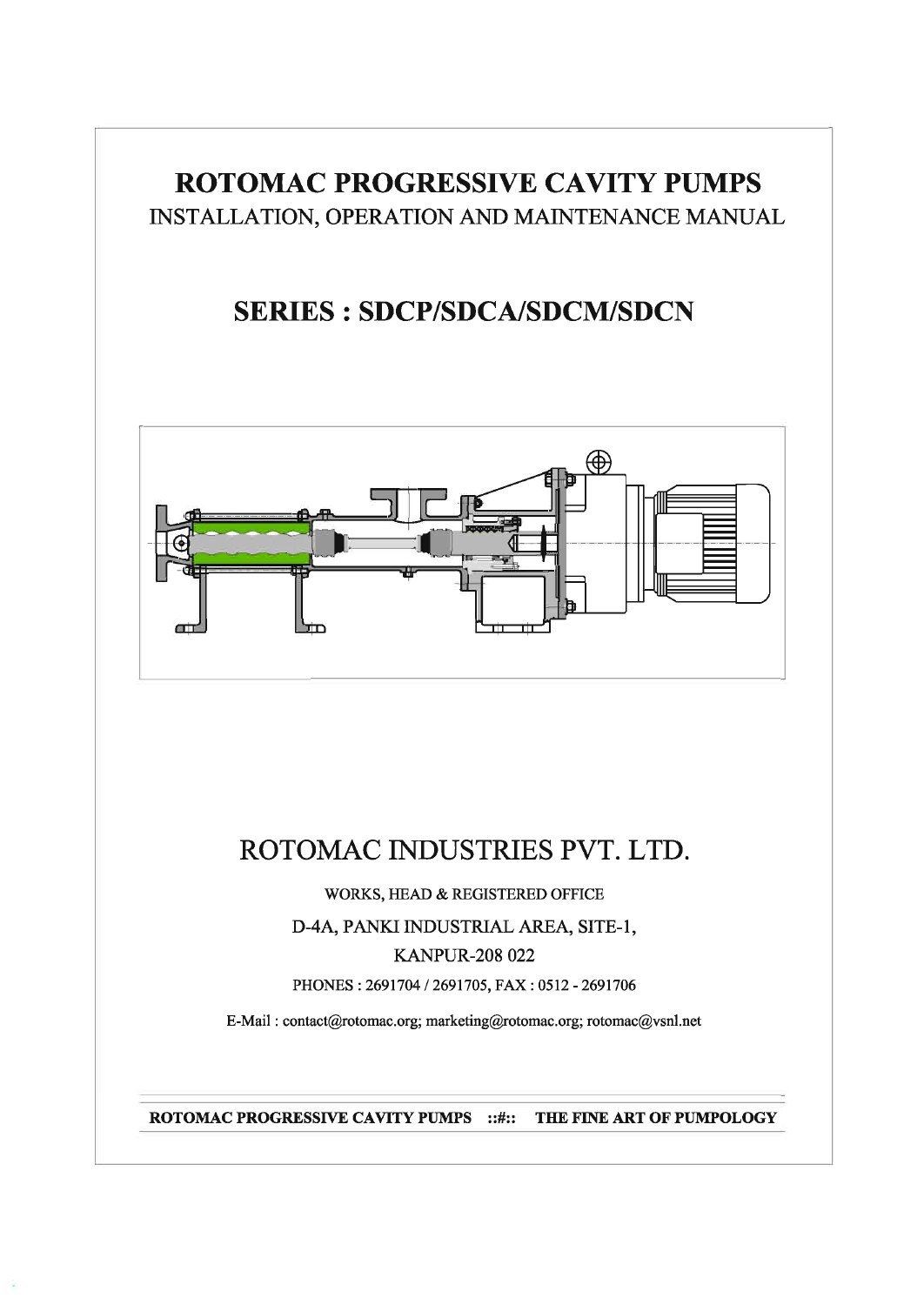# ROTOMAC PROGRESSIVE CAVITY PUMPS

INSTALLATION, OPERATION AND MAINTENANCE MANUAL

## SERIES : SDCP/SDCA/SDCM/SDCN

# ROTOMAC INDUSTRIES PVT. LTD.

WORKS, HEAD & REGISTERED OFFICE

D-4A, PANKI INDUSTRIAL AREA, SITE-1,

KANPUR-208 022

PHONES : 2691704 / 2691705, FAX : 0512 - 2691706

E-Mail : contact@rotomac.org; marketing@rotomac.org; rotomac@vsnl.net

**ROTOMAC PROGRESSIVE CAVITY PUMPS ::#:: THE FINE ART OF PUMPOLOGY**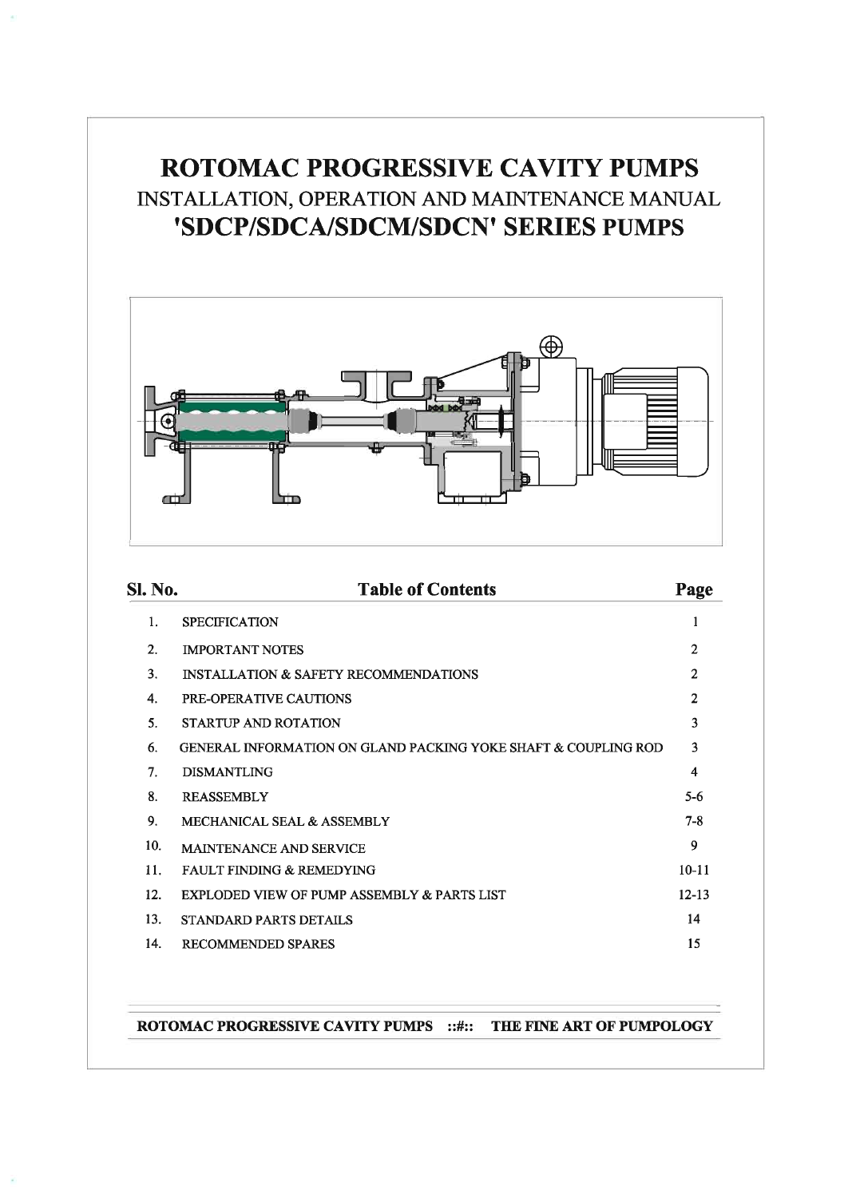# ROTOMAC PROGRESSIVE CAVITY PUMPS

## INSTALLATION, OPERATION AND MAINTENANCE MANUAL

## 'SDCP/SDCA/SDCM/SDCN' SERIES PUMPS

| Sl. No. | Table of Contents | Page |
|---|---|---|
| 1. | SPECIFICATION | 1 |
| 2. | IMPORTANT NOTES | 2 |
| 3. | INSTALLATION & SAFETY RECOMMENDATIONS | 2 |
| 4. | PRE-OPERATIVE CAUTIONS | 2 |
| 5. | STARTUP AND ROTATION | 3 |
| 6. | GENERAL INFORMATION ON GLAND PACKING YOKE SHAFT & COUPLING ROD | 3 |
| 7. | DISMANTLING | 4 |
| 8. | REASSEMBLY | 5-6 |
| 9. | MECHANICAL SEAL & ASSEMBLY | 7-8 |
| 10. | MAINTENANCE AND SERVICE | 9 |
| 11. | FAULT FINDING & REMEDYING | 10-11 |
| 12. | EXPLODED VIEW OF PUMP ASSEMBLY & PARTS LIST | 12-13 |
| 13. | STANDARD PARTS DETAILS | 14 |
| 14. | RECOMMENDED SPARES | 15 |

**ROTOMAC PROGRESSIVE CAVITY PUMPS ::#:: THE FINE ART OF PUMPOLOGY**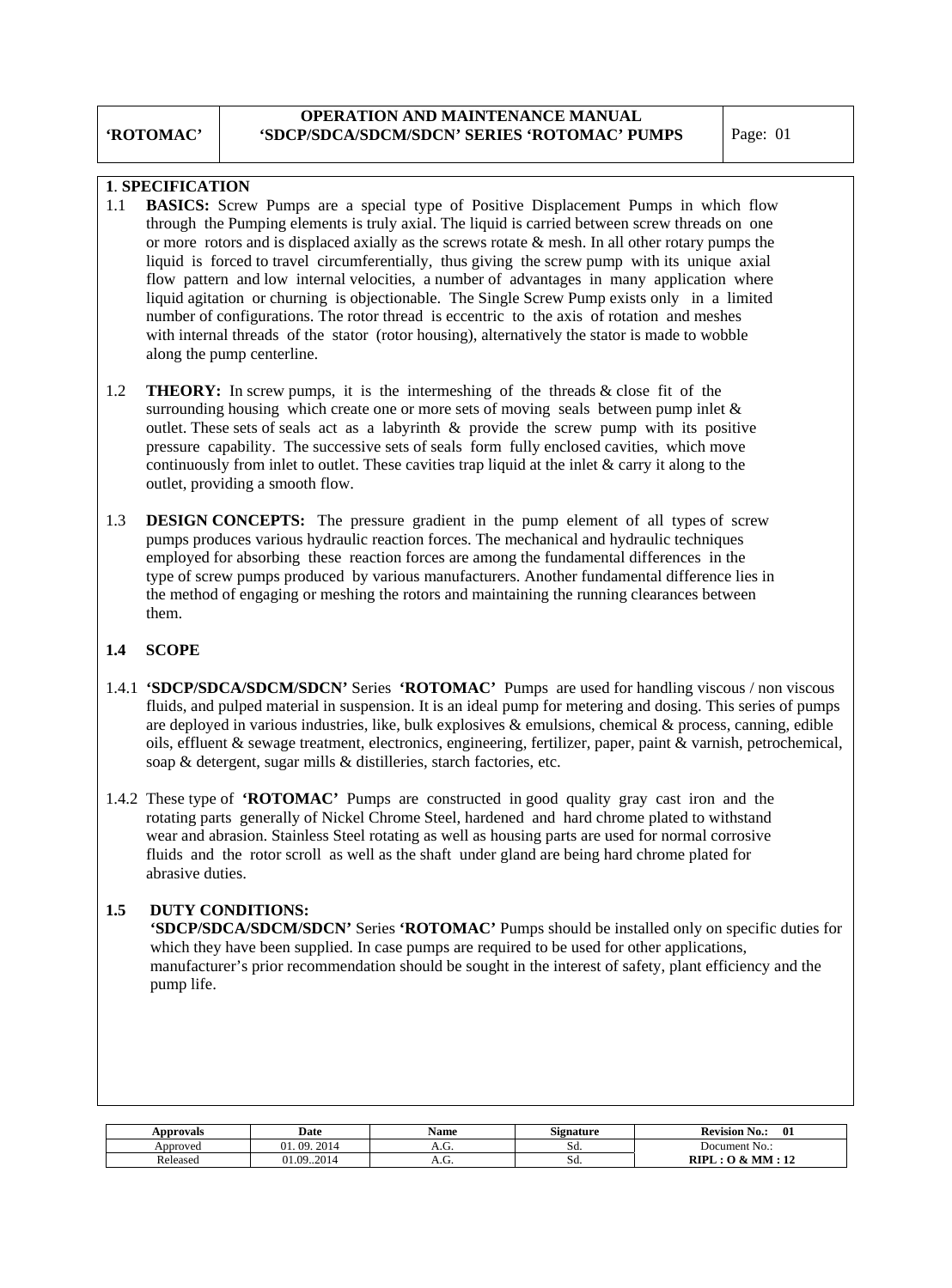# 1. SPECIFICATION

1.1 **BASICS:** Screw Pumps are a special type of Positive Displacement Pumps in which flow through the Pumping elements is truly axial. The liquid is carried between screw threads on one or more rotors and is displaced axially as the screws rotate & mesh. In all other rotary pumps the liquid is forced to travel circumferentially, thus giving the screw pump with its unique axial flow pattern and low internal velocities, a number of advantages in many application where liquid agitation or churning is objectionable. The Single Screw Pump exists only in a limited number of configurations. The rotor thread is eccentric to the axis of rotation and meshes with internal threads of the stator (rotor housing), alternatively the stator is made to wobble along the pump centerline.

1.2 **THEORY:** In screw pumps, it is the intermeshing of the threads & close fit of the surrounding housing which create one or more sets of moving seals between pump inlet & outlet. These sets of seals act as a labyrinth & provide the screw pump with its positive pressure capability. The successive sets of seals form fully enclosed cavities, which move continuously from inlet to outlet. These cavities trap liquid at the inlet & carry it along to the outlet, providing a smooth flow.

1.3 **DESIGN CONCEPTS:** The pressure gradient in the pump element of all types of screw pumps produces various hydraulic reaction forces. The mechanical and hydraulic techniques employed for absorbing these reaction forces are among the fundamental differences in the type of screw pumps produced by various manufacturers. Another fundamental difference lies in the method of engaging or meshing the rotors and maintaining the running clearances between them.

## 1.4 SCOPE

1.4.1 **'SDCP/SDCA/SDCM/SDCN'** Series **'ROTOMAC'** Pumps are used for handling viscous / non viscous fluids, and pulped material in suspension. It is an ideal pump for metering and dosing. This series of pumps are deployed in various industries, like, bulk explosives & emulsions, chemical & process, canning, edible oils, effluent & sewage treatment, electronics, engineering, fertilizer, paper, paint & varnish, petrochemical, soap & detergent, sugar mills & distilleries, starch factories, etc.

1.4.2 These type of **'ROTOMAC'** Pumps are constructed in good quality gray cast iron and the rotating parts generally of Nickel Chrome Steel, hardened and hard chrome plated to withstand wear and abrasion. Stainless Steel rotating as well as housing parts are used for normal corrosive fluids and the rotor scroll as well as the shaft under gland are being hard chrome plated for abrasive duties.

## 1.5 DUTY CONDITIONS:

**'SDCP/SDCA/SDCM/SDCN'** Series **'ROTOMAC'** Pumps should be installed only on specific duties for which they have been supplied. In case pumps are required to be used for other applications, manufacturer's prior recommendation should be sought in the interest of safety, plant efficiency and the pump life.

| Approvals | Date | Name | Signature | Revision No.: 01 |
|---|---|---|---|---|
| Approved | 01. 09. 2014 | A.G. | Sd. | Document No.: |
| Released | 01.09..2014 | A.G. | Sd. | RIPL : O & MM : 12 |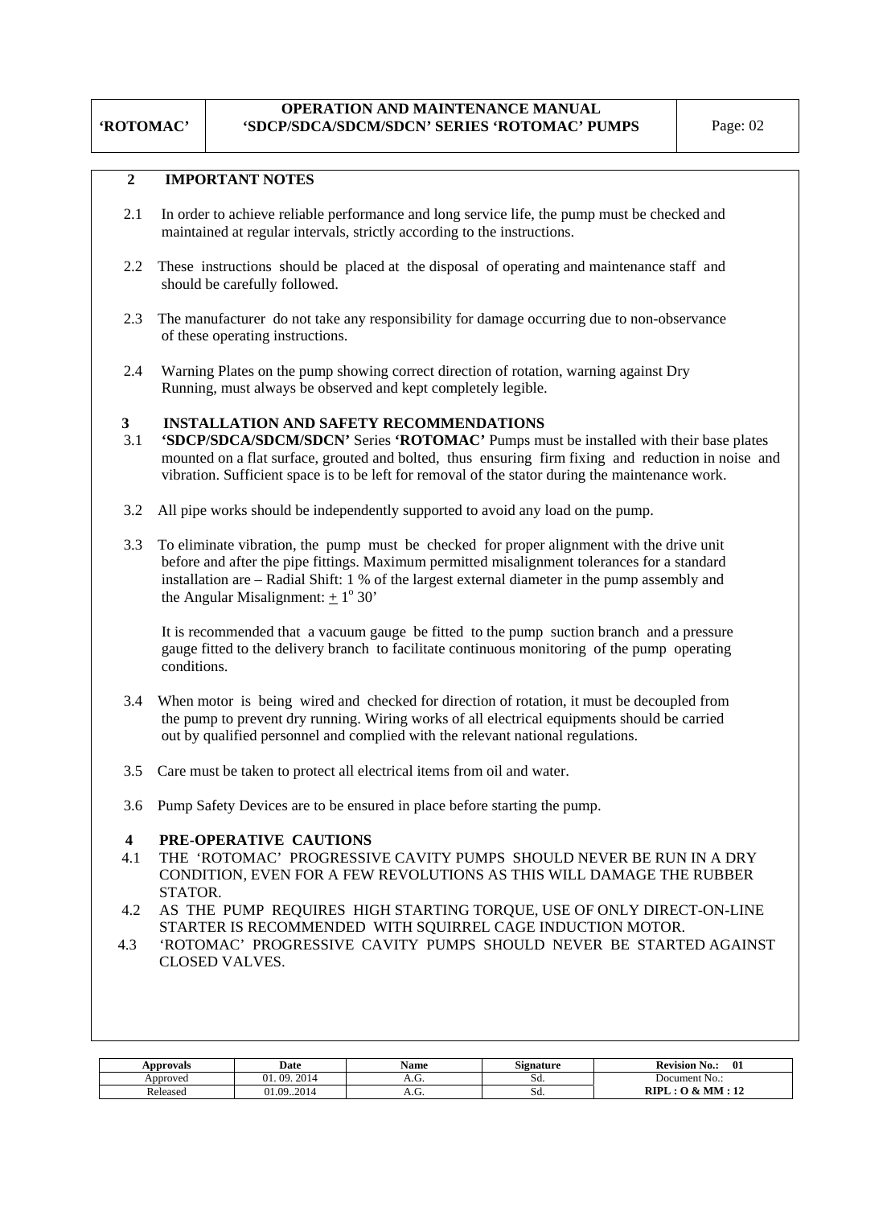## 2 IMPORTANT NOTES

2.1 In order to achieve reliable performance and long service life, the pump must be checked and maintained at regular intervals, strictly according to the instructions.

2.2 These instructions should be placed at the disposal of operating and maintenance staff and should be carefully followed.

2.3 The manufacturer do not take any responsibility for damage occurring due to non-observance of these operating instructions.

2.4 Warning Plates on the pump showing correct direction of rotation, warning against Dry Running, must always be observed and kept completely legible.

## 3 INSTALLATION AND SAFETY RECOMMENDATIONS

3.1 **'SDCP/SDCA/SDCM/SDCN'** Series **'ROTOMAC'** Pumps must be installed with their base plates mounted on a flat surface, grouted and bolted, thus ensuring firm fixing and reduction in noise and vibration. Sufficient space is to be left for removal of the stator during the maintenance work.

3.2 All pipe works should be independently supported to avoid any load on the pump.

3.3 To eliminate vibration, the pump must be checked for proper alignment with the drive unit before and after the pipe fittings. Maximum permitted misalignment tolerances for a standard installation are – Radial Shift: 1 % of the largest external diameter in the pump assembly and the Angular Misalignment: $\pm 1^{o}$ 30'

It is recommended that a vacuum gauge be fitted to the pump suction branch and a pressure gauge fitted to the delivery branch to facilitate continuous monitoring of the pump operating conditions.

3.4 When motor is being wired and checked for direction of rotation, it must be decoupled from the pump to prevent dry running. Wiring works of all electrical equipments should be carried out by qualified personnel and complied with the relevant national regulations.

3.5 Care must be taken to protect all electrical items from oil and water.

3.6 Pump Safety Devices are to be ensured in place before starting the pump.

## 4 PRE-OPERATIVE CAUTIONS

4.1 THE 'ROTOMAC' PROGRESSIVE CAVITY PUMPS SHOULD NEVER BE RUN IN A DRY CONDITION, EVEN FOR A FEW REVOLUTIONS AS THIS WILL DAMAGE THE RUBBER STATOR.

4.2 AS THE PUMP REQUIRES HIGH STARTING TORQUE, USE OF ONLY DIRECT-ON-LINE STARTER IS RECOMMENDED WITH SQUIRREL CAGE INDUCTION MOTOR.

4.3 'ROTOMAC' PROGRESSIVE CAVITY PUMPS SHOULD NEVER BE STARTED AGAINST CLOSED VALVES.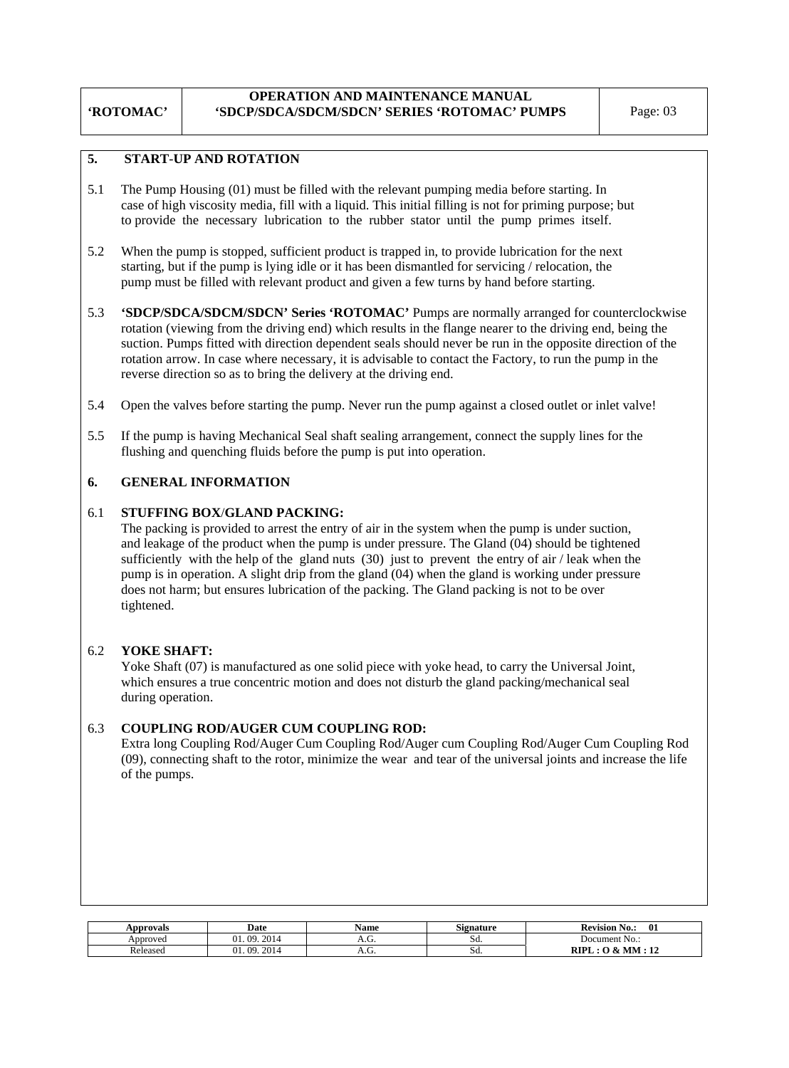## 5. START-UP AND ROTATION

5.1 The Pump Housing (01) must be filled with the relevant pumping media before starting. In case of high viscosity media, fill with a liquid. This initial filling is not for priming purpose; but to provide the necessary lubrication to the rubber stator until the pump primes itself.

5.2 When the pump is stopped, sufficient product is trapped in, to provide lubrication for the next starting, but if the pump is lying idle or it has been dismantled for servicing / relocation, the pump must be filled with relevant product and given a few turns by hand before starting.

5.3 **'SDCP/SDCA/SDCM/SDCN' Series 'ROTOMAC'** Pumps are normally arranged for counterclockwise rotation (viewing from the driving end) which results in the flange nearer to the driving end, being the suction. Pumps fitted with direction dependent seals should never be run in the opposite direction of the rotation arrow. In case where necessary, it is advisable to contact the Factory, to run the pump in the reverse direction so as to bring the delivery at the driving end.

5.4 Open the valves before starting the pump. Never run the pump against a closed outlet or inlet valve!

5.5 If the pump is having Mechanical Seal shaft sealing arrangement, connect the supply lines for the flushing and quenching fluids before the pump is put into operation.

## 6. GENERAL INFORMATION

### 6.1 STUFFING BOX/GLAND PACKING:

The packing is provided to arrest the entry of air in the system when the pump is under suction, and leakage of the product when the pump is under pressure. The Gland (04) should be tightened sufficiently with the help of the gland nuts (30) just to prevent the entry of air / leak when the pump is in operation. A slight drip from the gland (04) when the gland is working under pressure does not harm; but ensures lubrication of the packing. The Gland packing is not to be over tightened.

### 6.2 YOKE SHAFT:

Yoke Shaft (07) is manufactured as one solid piece with yoke head, to carry the Universal Joint, which ensures a true concentric motion and does not disturb the gland packing/mechanical seal during operation.

### 6.3 COUPLING ROD/AUGER CUM COUPLING ROD:

Extra long Coupling Rod/Auger Cum Coupling Rod/Auger cum Coupling Rod/Auger Cum Coupling Rod (09), connecting shaft to the rotor, minimize the wear and tear of the universal joints and increase the life of the pumps.

| Approvals | Date | Name | Signature | Revision No.: 01 |
|---|---|---|---|---|
| Approved | 01. 09. 2014 | A.G. | Sd. | Document No.: |
| Released | 01. 09. 2014 | A.G. | Sd. | **RIPL : O & MM : 12** |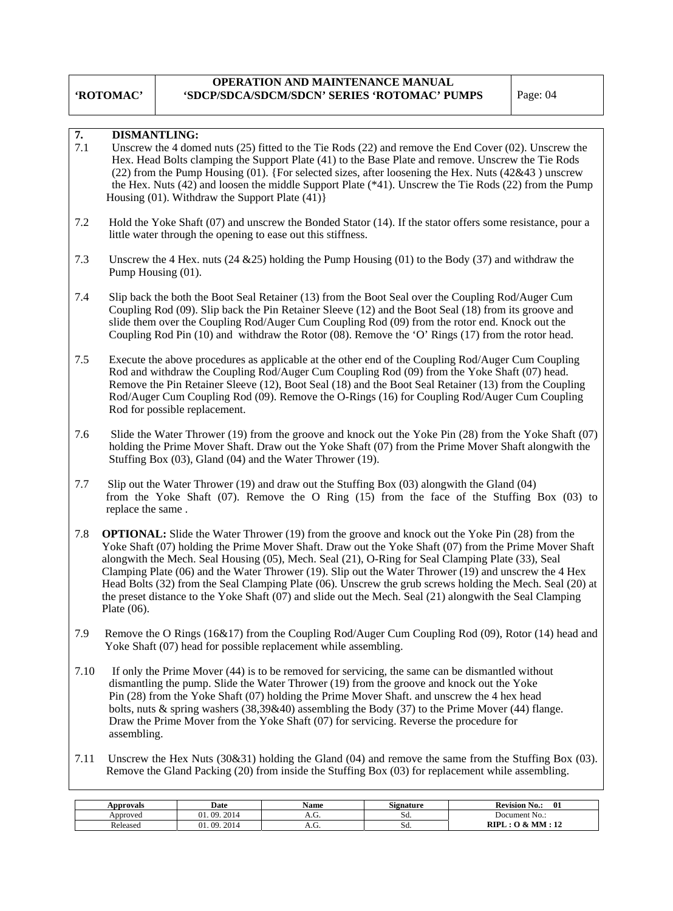## 7. DISMANTLING:

7.1 Unscrew the 4 domed nuts (25) fitted to the Tie Rods (22) and remove the End Cover (02). Unscrew the Hex. Head Bolts clamping the Support Plate (41) to the Base Plate and remove. Unscrew the Tie Rods (22) from the Pump Housing (01). {For selected sizes, after loosening the Hex. Nuts (42&43 ) unscrew the Hex. Nuts (42) and loosen the middle Support Plate (*41). Unscrew the Tie Rods (22) from the Pump Housing (01). Withdraw the Support Plate (41)}

7.2 Hold the Yoke Shaft (07) and unscrew the Bonded Stator (14). If the stator offers some resistance, pour a little water through the opening to ease out this stiffness.

7.3 Unscrew the 4 Hex. nuts (24 &25) holding the Pump Housing (01) to the Body (37) and withdraw the Pump Housing (01).

7.4 Slip back the both the Boot Seal Retainer (13) from the Boot Seal over the Coupling Rod/Auger Cum Coupling Rod (09). Slip back the Pin Retainer Sleeve (12) and the Boot Seal (18) from its groove and slide them over the Coupling Rod/Auger Cum Coupling Rod (09) from the rotor end. Knock out the Coupling Rod Pin (10) and withdraw the Rotor (08). Remove the 'O' Rings (17) from the rotor head.

7.5 Execute the above procedures as applicable at the other end of the Coupling Rod/Auger Cum Coupling Rod and withdraw the Coupling Rod/Auger Cum Coupling Rod (09) from the Yoke Shaft (07) head. Remove the Pin Retainer Sleeve (12), Boot Seal (18) and the Boot Seal Retainer (13) from the Coupling Rod/Auger Cum Coupling Rod (09). Remove the O-Rings (16) for Coupling Rod/Auger Cum Coupling Rod for possible replacement.

7.6 Slide the Water Thrower (19) from the groove and knock out the Yoke Pin (28) from the Yoke Shaft (07) holding the Prime Mover Shaft. Draw out the Yoke Shaft (07) from the Prime Mover Shaft alongwith the Stuffing Box (03), Gland (04) and the Water Thrower (19).

7.7 Slip out the Water Thrower (19) and draw out the Stuffing Box (03) alongwith the Gland (04) from the Yoke Shaft (07). Remove the O Ring (15) from the face of the Stuffing Box (03) to replace the same .

7.8 **OPTIONAL:** Slide the Water Thrower (19) from the groove and knock out the Yoke Pin (28) from the Yoke Shaft (07) holding the Prime Mover Shaft. Draw out the Yoke Shaft (07) from the Prime Mover Shaft alongwith the Mech. Seal Housing (05), Mech. Seal (21), O-Ring for Seal Clamping Plate (33), Seal Clamping Plate (06) and the Water Thrower (19). Slip out the Water Thrower (19) and unscrew the 4 Hex Head Bolts (32) from the Seal Clamping Plate (06). Unscrew the grub screws holding the Mech. Seal (20) at the preset distance to the Yoke Shaft (07) and slide out the Mech. Seal (21) alongwith the Seal Clamping Plate (06).

7.9 Remove the O Rings (16&17) from the Coupling Rod/Auger Cum Coupling Rod (09), Rotor (14) head and Yoke Shaft (07) head for possible replacement while assembling.

7.10 If only the Prime Mover (44) is to be removed for servicing, the same can be dismantled without dismantling the pump. Slide the Water Thrower (19) from the groove and knock out the Yoke Pin (28) from the Yoke Shaft (07) holding the Prime Mover Shaft. and unscrew the 4 hex head bolts, nuts & spring washers (38,39&40) assembling the Body (37) to the Prime Mover (44) flange. Draw the Prime Mover from the Yoke Shaft (07) for servicing. Reverse the procedure for assembling.

7.11 Unscrew the Hex Nuts (30&31) holding the Gland (04) and remove the same from the Stuffing Box (03). Remove the Gland Packing (20) from inside the Stuffing Box (03) for replacement while assembling.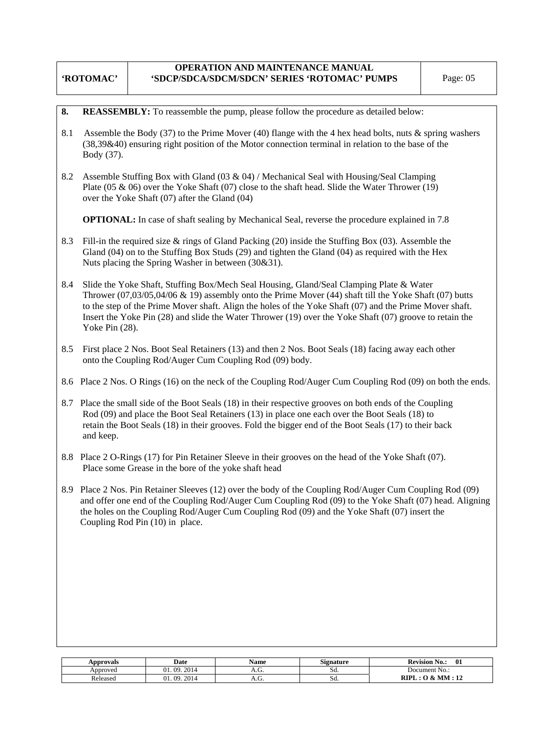**8. REASSEMBLY:** To reassemble the pump, please follow the procedure as detailed below:

8.1 Assemble the Body (37) to the Prime Mover (40) flange with the 4 hex head bolts, nuts & spring washers (38,39&40) ensuring right position of the Motor connection terminal in relation to the base of the Body (37).

8.2 Assemble Stuffing Box with Gland (03 & 04) / Mechanical Seal with Housing/Seal Clamping Plate (05 & 06) over the Yoke Shaft (07) close to the shaft head. Slide the Water Thrower (19) over the Yoke Shaft (07) after the Gland (04)

**OPTIONAL:** In case of shaft sealing by Mechanical Seal, reverse the procedure explained in 7.8

8.3 Fill-in the required size & rings of Gland Packing (20) inside the Stuffing Box (03). Assemble the Gland (04) on to the Stuffing Box Studs (29) and tighten the Gland (04) as required with the Hex Nuts placing the Spring Washer in between (30&31).

8.4 Slide the Yoke Shaft, Stuffing Box/Mech Seal Housing, Gland/Seal Clamping Plate & Water Thrower (07,03/05,04/06 & 19) assembly onto the Prime Mover (44) shaft till the Yoke Shaft (07) butts to the step of the Prime Mover shaft. Align the holes of the Yoke Shaft (07) and the Prime Mover shaft. Insert the Yoke Pin (28) and slide the Water Thrower (19) over the Yoke Shaft (07) groove to retain the Yoke Pin (28).

8.5 First place 2 Nos. Boot Seal Retainers (13) and then 2 Nos. Boot Seals (18) facing away each other onto the Coupling Rod/Auger Cum Coupling Rod (09) body.

8.6 Place 2 Nos. O Rings (16) on the neck of the Coupling Rod/Auger Cum Coupling Rod (09) on both the ends.

8.7 Place the small side of the Boot Seals (18) in their respective grooves on both ends of the Coupling Rod (09) and place the Boot Seal Retainers (13) in place one each over the Boot Seals (18) to retain the Boot Seals (18) in their grooves. Fold the bigger end of the Boot Seals (17) to their back and keep.

8.8 Place 2 O-Rings (17) for Pin Retainer Sleeve in their grooves on the head of the Yoke Shaft (07). Place some Grease in the bore of the yoke shaft head

8.9 Place 2 Nos. Pin Retainer Sleeves (12) over the body of the Coupling Rod/Auger Cum Coupling Rod (09) and offer one end of the Coupling Rod/Auger Cum Coupling Rod (09) to the Yoke Shaft (07) head. Aligning the holes on the Coupling Rod/Auger Cum Coupling Rod (09) and the Yoke Shaft (07) insert the Coupling Rod Pin (10) in place.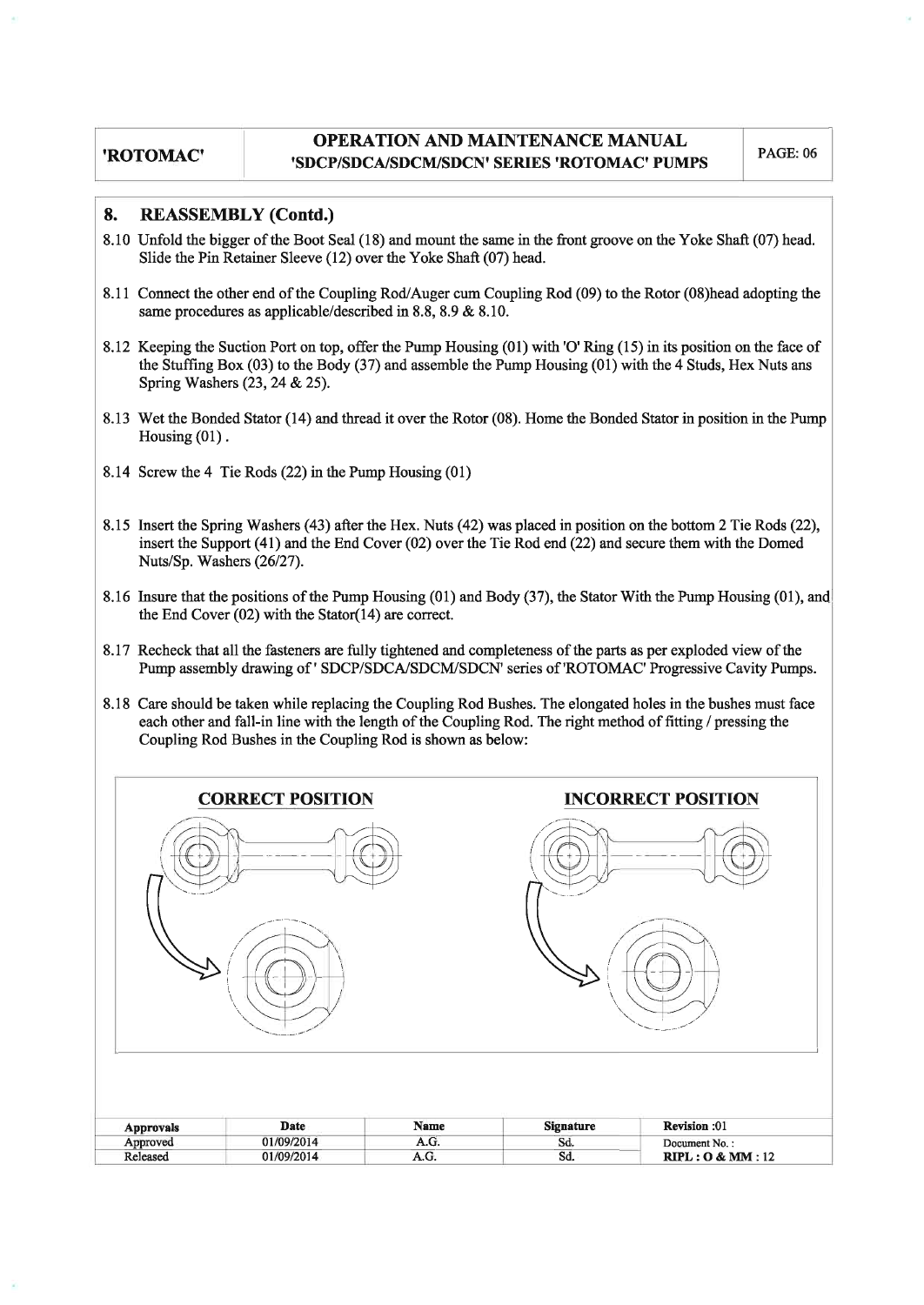## 8. REASSEMBLY (Contd.)

8.10 Unfold the bigger of the Boot Seal (18) and mount the same in the front groove on the Yoke Shaft (07) head. Slide the Pin Retainer Sleeve (12) over the Yoke Shaft (07) head.

8.11 Connect the other end of the Coupling Rod/Auger cum Coupling Rod (09) to the Rotor (08)head adopting the same procedures as applicable/described in 8.8, 8.9 & 8.10.

8.12 Keeping the Suction Port on top, offer the Pump Housing (01) with 'O' Ring (15) in its position on the face of the Stuffing Box (03) to the Body (37) and assemble the Pump Housing (01) with the 4 Studs, Hex Nuts ans Spring Washers (23, 24 & 25).

8.13 Wet the Bonded Stator (14) and thread it over the Rotor (08). Home the Bonded Stator in position in the Pump Housing (01) .

8.14 Screw the 4 Tie Rods (22) in the Pump Housing (01)

8.15 Insert the Spring Washers (43) after the Hex. Nuts (42) was placed in position on the bottom 2 Tie Rods (22), insert the Support (41) and the End Cover (02) over the Tie Rod end (22) and secure them with the Domed Nuts/Sp. Washers (26/27).

8.16 Insure that the positions of the Pump Housing (01) and Body (37), the Stator With the Pump Housing (01), and the End Cover (02) with the Stator(14) are correct.

8.17 Recheck that all the fasteners are fully tightened and completeness of the parts as per exploded view of the Pump assembly drawing of ' SDCP/SDCA/SDCM/SDCN' series of 'ROTOMAC' Progressive Cavity Pumps.

8.18 Care should be taken while replacing the Coupling Rod Bushes. The elongated holes in the bushes must face each other and fall-in line with the length of the Coupling Rod. The right method of fitting / pressing the Coupling Rod Bushes in the Coupling Rod is shown as below:

**CORRECT POSITION** **INCORRECT POSITION**

| Approvals | Date | Name | Signature | Revision :01 |
|---|---|---|---|---|
| Approved | 01/09/2014 | A.G. | Sd. | Document No. : |
| Released | 01/09/2014 | A.G. | Sd. | RIPL : O & MM : 12 |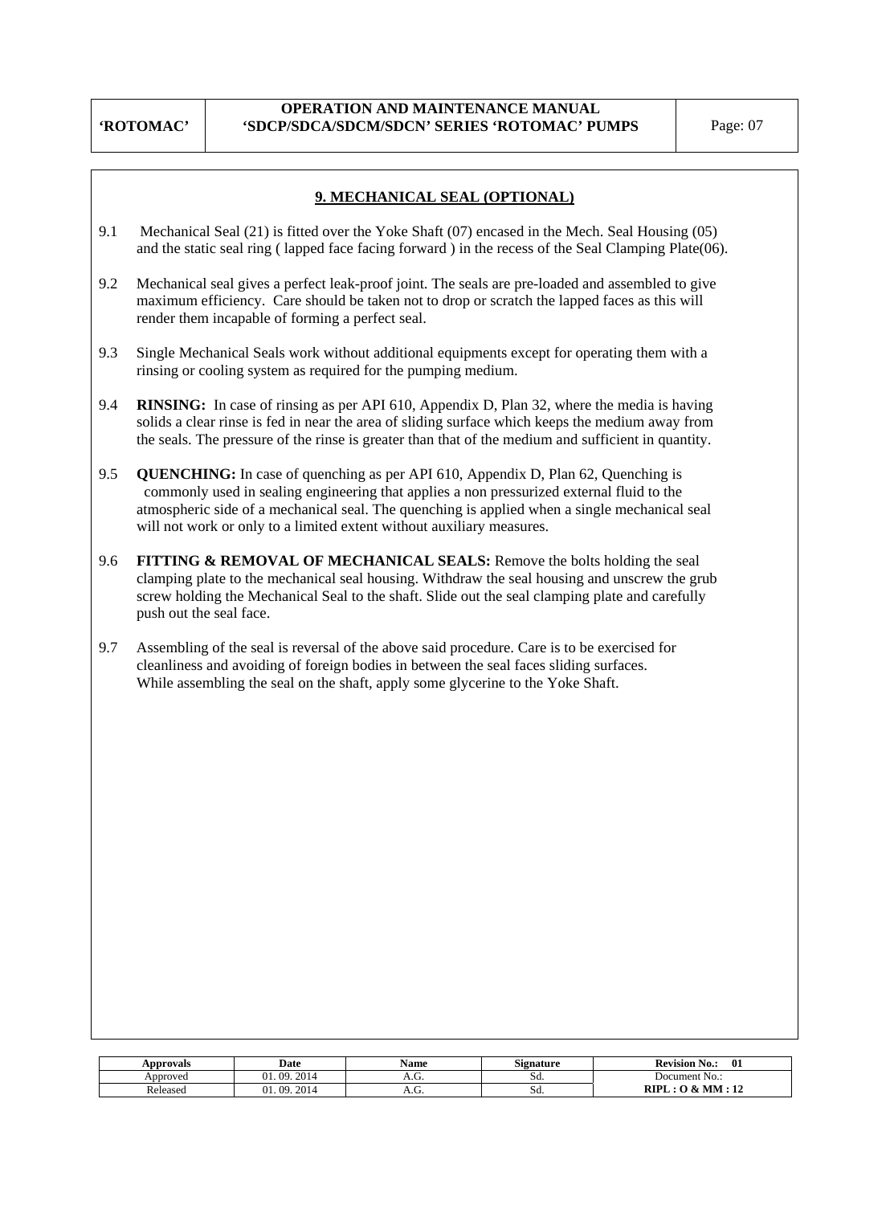## 9. MECHANICAL SEAL (OPTIONAL)

9.1 Mechanical Seal (21) is fitted over the Yoke Shaft (07) encased in the Mech. Seal Housing (05) and the static seal ring ( lapped face facing forward ) in the recess of the Seal Clamping Plate(06).

9.2 Mechanical seal gives a perfect leak-proof joint. The seals are pre-loaded and assembled to give maximum efficiency. Care should be taken not to drop or scratch the lapped faces as this will render them incapable of forming a perfect seal.

9.3 Single Mechanical Seals work without additional equipments except for operating them with a rinsing or cooling system as required for the pumping medium.

9.4 **RINSING:** In case of rinsing as per API 610, Appendix D, Plan 32, where the media is having solids a clear rinse is fed in near the area of sliding surface which keeps the medium away from the seals. The pressure of the rinse is greater than that of the medium and sufficient in quantity.

9.5 **QUENCHING:** In case of quenching as per API 610, Appendix D, Plan 62, Quenching is commonly used in sealing engineering that applies a non pressurized external fluid to the atmospheric side of a mechanical seal. The quenching is applied when a single mechanical seal will not work or only to a limited extent without auxiliary measures.

9.6 **FITTING & REMOVAL OF MECHANICAL SEALS:** Remove the bolts holding the seal clamping plate to the mechanical seal housing. Withdraw the seal housing and unscrew the grub screw holding the Mechanical Seal to the shaft. Slide out the seal clamping plate and carefully push out the seal face.

9.7 Assembling of the seal is reversal of the above said procedure. Care is to be exercised for cleanliness and avoiding of foreign bodies in between the seal faces sliding surfaces. While assembling the seal on the shaft, apply some glycerine to the Yoke Shaft.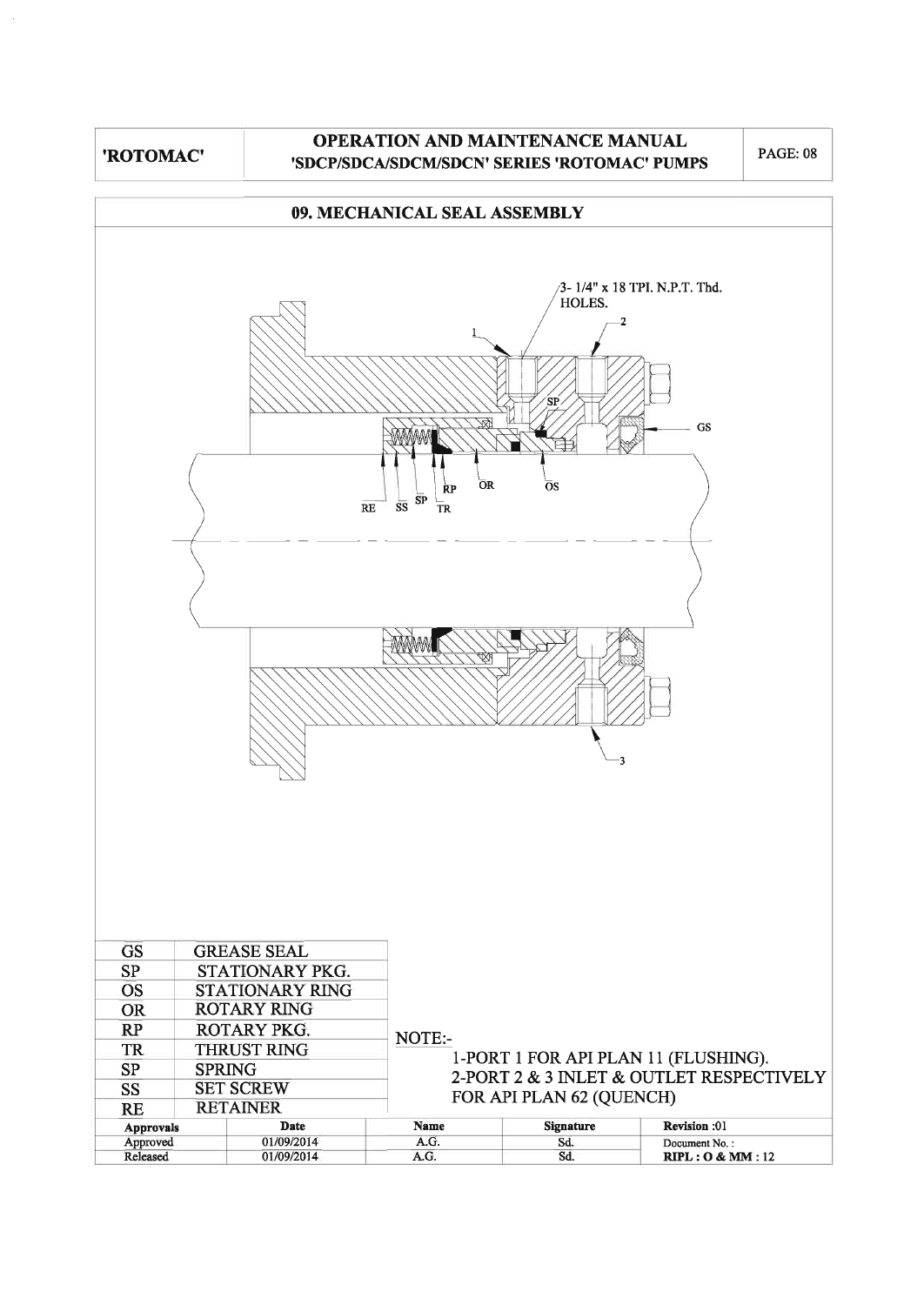## 09. MECHANICAL SEAL ASSEMBLY

3- 1/4" x 18 TPI. N.P.T. Thd. HOLES.

| GS | GREASE SEAL |
|---|---|
| SP | STATIONARY PKG. |
| OS | STATIONARY RING |
| OR | ROTARY RING |
| RP | ROTARY PKG. |
| TR | THRUST RING |
| SP | SPRING |
| SS | SET SCREW |
| RE | RETAINER |

NOTE:-

1-PORT 1 FOR API PLAN 11 (FLUSHING).

2-PORT 2 & 3 INLET & OUTLET RESPECTIVELY FOR API PLAN 62 (QUENCH)

| Approvals | Date | Name | Signature | Revision :01 |
|---|---|---|---|---|
| Approved | 01/09/2014 | A.G. | Sd. | Document No. : |
| Released | 01/09/2014 | A.G. | Sd. | RIPL : O & MM : 12 |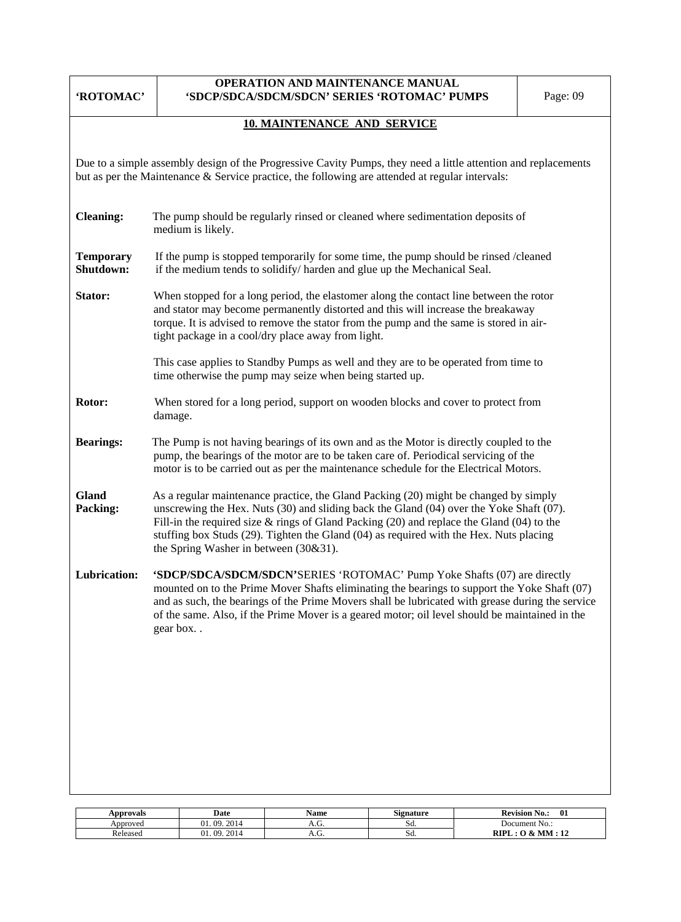## 10. MAINTENANCE AND SERVICE

Due to a simple assembly design of the Progressive Cavity Pumps, they need a little attention and replacements but as per the Maintenance & Service practice, the following are attended at regular intervals:

**Cleaning:** The pump should be regularly rinsed or cleaned where sedimentation deposits of medium is likely.

**Temporary Shutdown:** If the pump is stopped temporarily for some time, the pump should be rinsed /cleaned if the medium tends to solidify/ harden and glue up the Mechanical Seal.

**Stator:** When stopped for a long period, the elastomer along the contact line between the rotor and stator may become permanently distorted and this will increase the breakaway torque. It is advised to remove the stator from the pump and the same is stored in air-tight package in a cool/dry place away from light.

This case applies to Standby Pumps as well and they are to be operated from time to time otherwise the pump may seize when being started up.

**Rotor:** When stored for a long period, support on wooden blocks and cover to protect from damage.

**Bearings:** The Pump is not having bearings of its own and as the Motor is directly coupled to the pump, the bearings of the motor are to be taken care of. Periodical servicing of the motor is to be carried out as per the maintenance schedule for the Electrical Motors.

**Gland Packing:** As a regular maintenance practice, the Gland Packing (20) might be changed by simply unscrewing the Hex. Nuts (30) and sliding back the Gland (04) over the Yoke Shaft (07). Fill-in the required size & rings of Gland Packing (20) and replace the Gland (04) to the stuffing box Studs (29). Tighten the Gland (04) as required with the Hex. Nuts placing the Spring Washer in between (30&31).

**Lubrication:** **'SDCP/SDCA/SDCM/SDCN'**SERIES 'ROTOMAC' Pump Yoke Shafts (07) are directly mounted on to the Prime Mover Shafts eliminating the bearings to support the Yoke Shaft (07) and as such, the bearings of the Prime Movers shall be lubricated with grease during the service of the same. Also, if the Prime Mover is a geared motor; oil level should be maintained in the gear box. .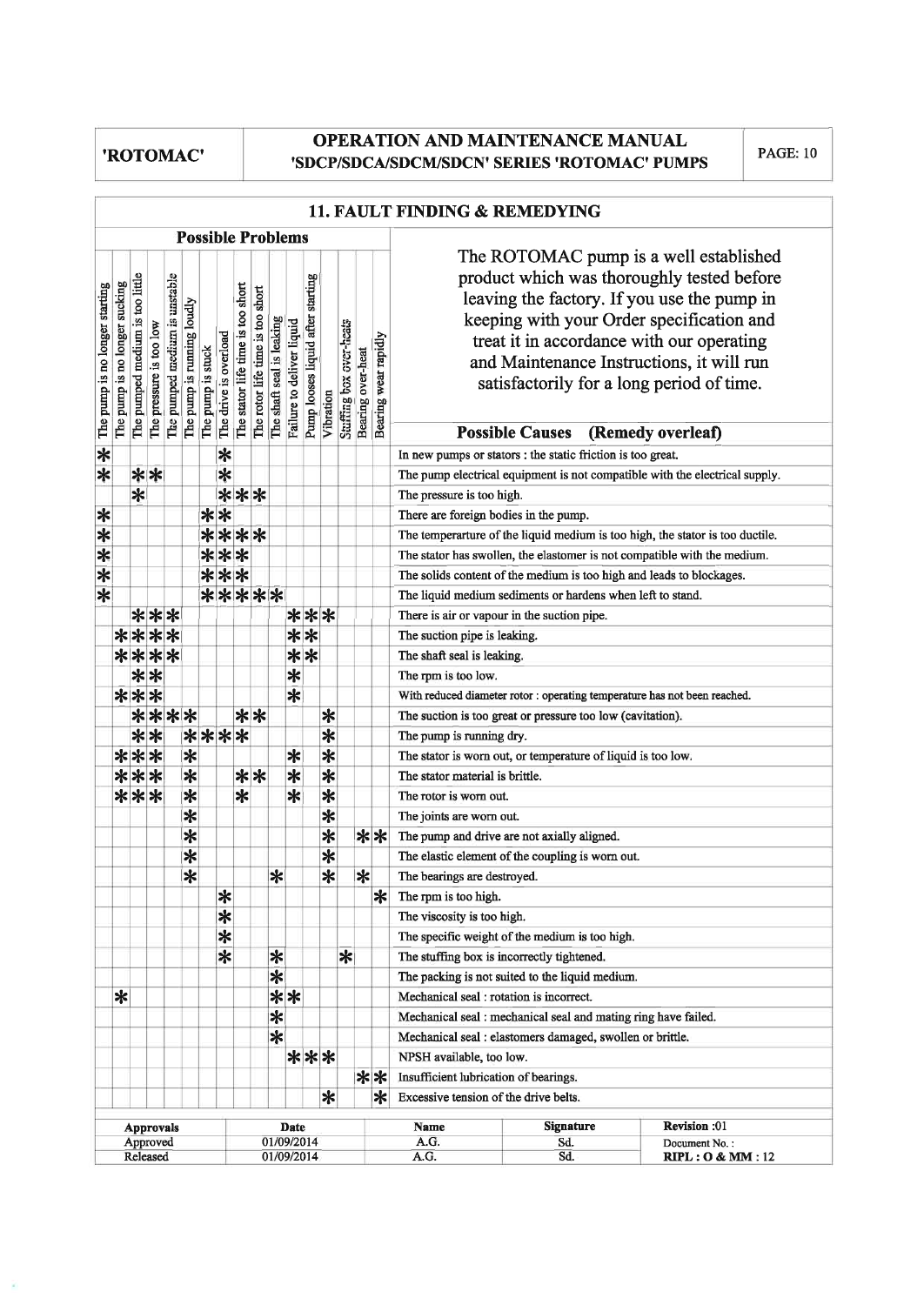## 11. FAULT FINDING & REMEDYING

The ROTOMAC pump is a well established product which was thoroughly tested before leaving the factory. If you use the pump in keeping with your Order specification and treat it in accordance with our operating and Maintenance Instructions, it will run satisfactorily for a long period of time.

### Possible Problems / Possible Causes (Remedy overleaf)

| The pump is no longer starting | The pump is no longer sucking | The pumped medium is too little | The pressure is too low | The pumped medium is unstable | The pump is running loudly | The pump is stuck | The drive is overload | The stator life time is too short | The rotor life time is too short | The shaft seal is leaking | Failure to deliver liquid | Pump looses liquid after starting | Vibration | Stuffing box over-heats | Bearing over-heat | Bearing wear rapidly | Possible Causes |
|---|---|---|---|---|---|---|---|---|---|---|---|---|---|---|---|---|---|
| * | | | | | | | * | | | | | | | | | | In new pumps or stators : the static friction is too great. |
| * | | * | * | | | | * | | | | | | | | | | The pump electrical equipment is not compatible with the electrical supply. |
| | | * | | | | | * | * | * | | | | | | | | The pressure is too high. |
| * | | | | | | * | * | | | | | | | | | | There are foreign bodies in the pump. |
| * | | | | | | * | * | * | * | | | | | | | | The temperarture of the liquid medium is too high, the stator is too ductile. |
| * | | | | | | * | * | * | | | | | | | | | The stator has swollen, the elastomer is not compatible with the medium. |
| * | | | | | | * | * | * | | | | | | | | | The solids content of the medium is too high and leads to blockages. |
| * | | | | | | * | * | * | * | * | | | | | | | The liquid medium sediments or hardens when left to stand. |
| | | * | * | * | | | | | | | * | * | * | | | | There is air or vapour in the suction pipe. |
| | * | * | * | * | | | | | | | * | * | | | | | The suction pipe is leaking. |
| | * | * | * | * | | | | | | | * | * | | | | | The shaft seal is leaking. |
| | | * | * | | | | | | | | * | | | | | | The rpm is too low. |
| | * | * | * | | | | | | | | * | | | | | | With reduced diameter rotor : operating temperature has not been reached. |
| | | * | * | * | * | | | * | * | | | | * | | | | The suction is too great or pressure too low (cavitation). |
| | | * | * | | * | * | * | * | | | | | * | | | | The pump is running dry. |
| | * | * | * | | * | | | | | | * | | * | | | | The stator is worn out, or temperature of liquid is too low. |
| | * | * | * | | * | | | * | * | | * | | * | | | | The stator material is brittle. |
| | * | * | * | | * | | | * | | | * | | * | | | | The rotor is worn out. |
| | | | | | * | | | | | | | | * | | | | The joints are worn out. |
| | | | | | * | | | | | | | | * | | * | * | The pump and drive are not axially aligned. |
| | | | | | * | | | | | | | | * | | | | The elastic element of the coupling is worn out. |
| | | | | | * | | | | | * | | | * | | * | | The bearings are destroyed. |
| | | | | | | | * | | | | | | | | | * | The rpm is too high. |
| | | | | | | | * | | | | | | | | | | The viscosity is too high. |
| | | | | | | | * | | | | | | | | | | The specific weight of the medium is too high. |
| | | | | | | | * | | | * | | | | * | | | The stuffing box is incorrectly tightened. |
| | | | | | | | | | | * | | | | | | | The packing is not suited to the liquid medium. |
| | * | | | | | | | | | * | * | | | | | | Mechanical seal : rotation is incorrect. |
| | | | | | | | | | | * | | | | | | | Mechanical seal : mechanical seal and mating ring have failed. |
| | | | | | | | | | | * | | | | | | | Mechanical seal : elastomers damaged, swollen or brittle. |
| | | | | | | | | | | | * | * | * | | | | NPSH available, too low. |
| | | | | | | | | | | | | | | | * | * | Insufficient lubrication of bearings. |
| | | | | | | | | | | | | | * | | | * | Excessive tension of the drive belts. |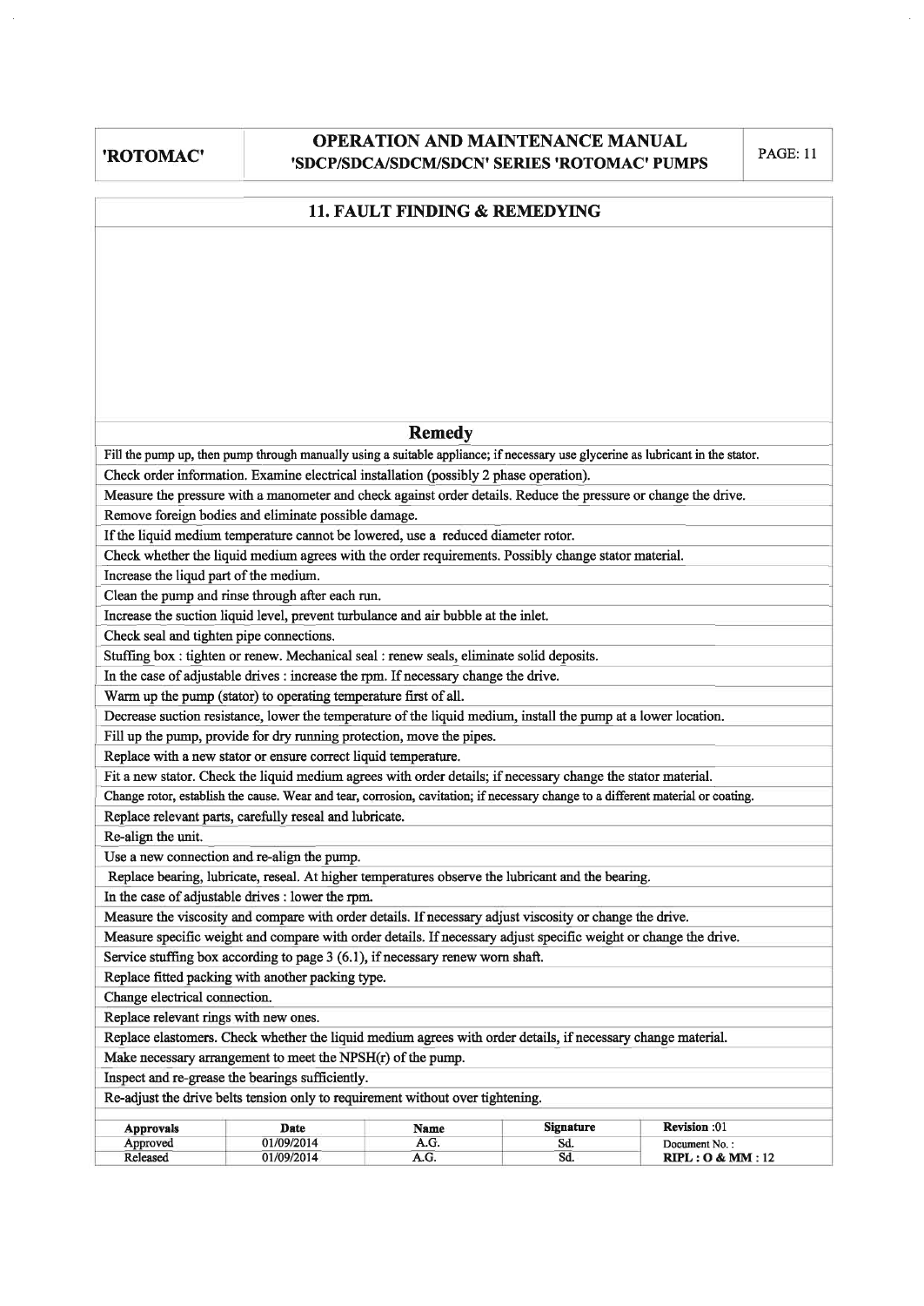## 11. FAULT FINDING & REMEDYING

| Remedy |
|---|
| Fill the pump up, then pump through manually using a suitable appliance; if necessary use glycerine as lubricant in the stator. |
| Check order information. Examine electrical installation (possibly 2 phase operation). |
| Measure the pressure with a manometer and check against order details. Reduce the pressure or change the drive. |
| Remove foreign bodies and eliminate possible damage. |
| If the liquid medium temperature cannot be lowered, use a reduced diameter rotor. |
| Check whether the liquid medium agrees with the order requirements. Possibly change stator material. |
| Increase the liqud part of the medium. |
| Clean the pump and rinse through after each run. |
| Increase the suction liquid level, prevent turbulance and air bubble at the inlet. |
| Check seal and tighten pipe connections. |
| Stuffing box : tighten or renew. Mechanical seal : renew seals, eliminate solid deposits. |
| In the case of adjustable drives : increase the rpm. If necessary change the drive. |
| Warm up the pump (stator) to operating temperature first of all. |
| Decrease suction resistance, lower the temperature of the liquid medium, install the pump at a lower location. |
| Fill up the pump, provide for dry running protection, move the pipes. |
| Replace with a new stator or ensure correct liquid temperature. |
| Fit a new stator. Check the liquid medium agrees with order details; if necessary change the stator material. |
| Change rotor, establish the cause. Wear and tear, corrosion, cavitation; if necessary change to a different material or coating. |
| Replace relevant parts, carefully reseal and lubricate. |
| Re-align the unit. |
| Use a new connection and re-align the pump. |
| Replace bearing, lubricate, reseal. At higher temperatures observe the lubricant and the bearing. |
| In the case of adjustable drives : lower the rpm. |
| Measure the viscosity and compare with order details. If necessary adjust viscosity or change the drive. |
| Measure specific weight and compare with order details. If necessary adjust specific weight or change the drive. |
| Service stuffing box according to page 3 (6.1), if necessary renew worn shaft. |
| Replace fitted packing with another packing type. |
| Change electrical connection. |
| Replace relevant rings with new ones. |
| Replace elastomers. Check whether the liquid medium agrees with order details, if necessary change material. |
| Make necessary arrangement to meet the NPSH(r) of the pump. |
| Inspect and re-grease the bearings sufficiently. |
| Re-adjust the drive belts tension only to requirement without over tightening. |

| Approvals | Date | Name | Signature | Revision :01 |
|---|---|---|---|---|
| Approved | 01/09/2014 | A.G. | Sd. | Document No. : |
| Released | 01/09/2014 | A.G. | Sd. | RIPL : O & MM : 12 |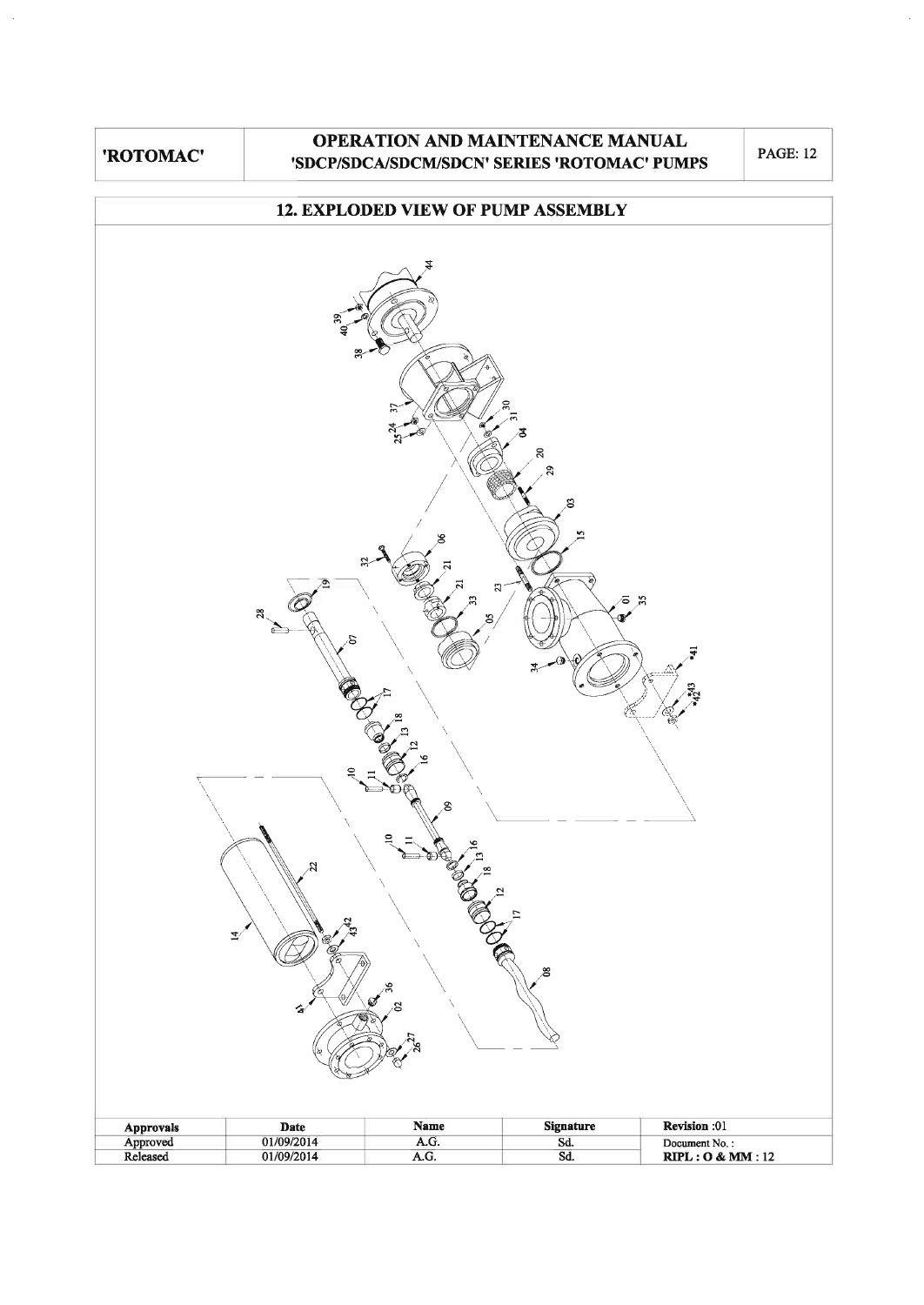## 12. EXPLODED VIEW OF PUMP ASSEMBLY

| Approvals | Date | Name | Signature | Revision :01 |
|---|---|---|---|---|
| Approved | 01/09/2014 | A.G. | Sd. | Document No. : |
| Released | 01/09/2014 | A.G. | Sd. | RIPL : O & MM : 12 |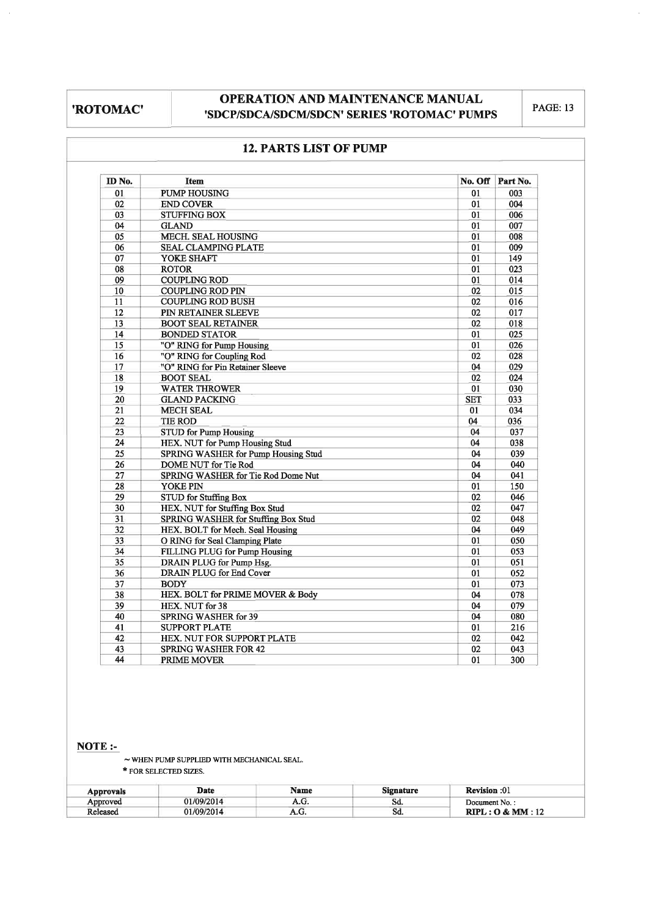## 12. PARTS LIST OF PUMP

| ID No. | Item | No. Off | Part No. |
|---|---|---|---|
| 01 | PUMP HOUSING | 01 | 003 |
| 02 | END COVER | 01 | 004 |
| 03 | STUFFING BOX | 01 | 006 |
| 04 | GLAND | 01 | 007 |
| 05 | MECH. SEAL HOUSING | 01 | 008 |
| 06 | SEAL CLAMPING PLATE | 01 | 009 |
| 07 | YOKE SHAFT | 01 | 149 |
| 08 | ROTOR | 01 | 023 |
| 09 | COUPLING ROD | 01 | 014 |
| 10 | COUPLING ROD PIN | 02 | 015 |
| 11 | COUPLING ROD BUSH | 02 | 016 |
| 12 | PIN RETAINER SLEEVE | 02 | 017 |
| 13 | BOOT SEAL RETAINER | 02 | 018 |
| 14 | BONDED STATOR | 01 | 025 |
| 15 | "O" RING for Pump Housing | 01 | 026 |
| 16 | "O" RING for Coupling Rod | 02 | 028 |
| 17 | "O" RING for Pin Retainer Sleeve | 04 | 029 |
| 18 | BOOT SEAL | 02 | 024 |
| 19 | WATER THROWER | 01 | 030 |
| 20 | GLAND PACKING | SET | 033 |
| 21 | MECH SEAL | 01 | 034 |
| 22 | TIE ROD | 04 | 036 |
| 23 | STUD for Pump Housing | 04 | 037 |
| 24 | HEX. NUT for Pump Housing Stud | 04 | 038 |
| 25 | SPRING WASHER for Pump Housing Stud | 04 | 039 |
| 26 | DOME NUT for Tie Rod | 04 | 040 |
| 27 | SPRING WASHER for Tie Rod Dome Nut | 04 | 041 |
| 28 | YOKE PIN | 01 | 150 |
| 29 | STUD for Stuffing Box | 02 | 046 |
| 30 | HEX. NUT for Stuffing Box Stud | 02 | 047 |
| 31 | SPRING WASHER for Stuffing Box Stud | 02 | 048 |
| 32 | HEX. BOLT for Mech. Seal Housing | 04 | 049 |
| 33 | O RING for Seal Clamping Plate | 01 | 050 |
| 34 | FILLING PLUG for Pump Housing | 01 | 053 |
| 35 | DRAIN PLUG for Pump Hsg. | 01 | 051 |
| 36 | DRAIN PLUG for End Cover | 01 | 052 |
| 37 | BODY | 01 | 073 |
| 38 | HEX. BOLT for PRIME MOVER & Body | 04 | 078 |
| 39 | HEX. NUT for 38 | 04 | 079 |
| 40 | SPRING WASHER for 39 | 04 | 080 |
| 41 | SUPPORT PLATE | 01 | 216 |
| 42 | HEX. NUT FOR SUPPORT PLATE | 02 | 042 |
| 43 | SPRING WASHER FOR 42 | 02 | 043 |
| 44 | PRIME MOVER | 01 | 300 |

**NOTE :-**

~ WHEN PUMP SUPPLIED WITH MECHANICAL SEAL.

* FOR SELECTED SIZES.

| Approvals | Date | Name | Signature | Revision :01 |
|---|---|---|---|---|
| Approved | 01/09/2014 | A.G. | Sd. | Document No. : |
| Released | 01/09/2014 | A.G. | Sd. | RIPL : O & MM : 12 |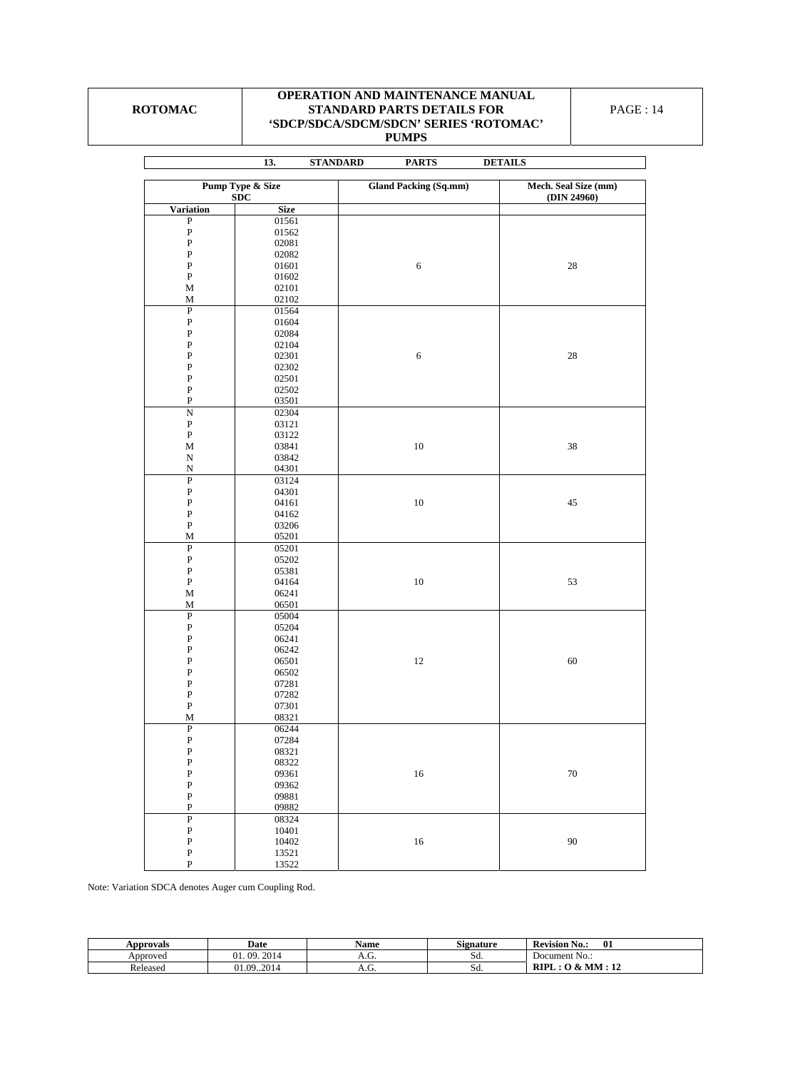## 13. STANDARD PARTS DETAILS

| Pump Type & Size SDC | | Gland Packing (Sq.mm) | Mech. Seal Size (mm) (DIN 24960) |
|---|---|---|---|
| Variation | Size | | |
| P | 01561 | 6 | 28 |
| P | 01562 | | |
| P | 02081 | | |
| P | 02082 | | |
| P | 01601 | | |
| P | 01602 | | |
| M | 02101 | | |
| M | 02102 | | |
| P | 01564 | 6 | 28 |
| P | 01604 | | |
| P | 02084 | | |
| P | 02104 | | |
| P | 02301 | | |
| P | 02302 | | |
| P | 02501 | | |
| P | 02502 | | |
| P | 03501 | | |
| N | 02304 | 10 | 38 |
| P | 03121 | | |
| P | 03122 | | |
| M | 03841 | | |
| N | 03842 | | |
| N | 04301 | | |
| P | 03124 | 10 | 45 |
| P | 04301 | | |
| P | 04161 | | |
| P | 04162 | | |
| P | 03206 | | |
| M | 05201 | | |
| P | 05201 | 10 | 53 |
| P | 05202 | | |
| P | 05381 | | |
| P | 04164 | | |
| M | 06241 | | |
| M | 06501 | | |
| P | 05004 | 12 | 60 |
| P | 05204 | | |
| P | 06241 | | |
| P | 06242 | | |
| P | 06501 | | |
| P | 06502 | | |
| P | 07281 | | |
| P | 07282 | | |
| P | 07301 | | |
| M | 08321 | | |
| P | 06244 | 16 | 70 |
| P | 07284 | | |
| P | 08321 | | |
| P | 08322 | | |
| P | 09361 | | |
| P | 09362 | | |
| P | 09881 | | |
| P | 09882 | | |
| P | 08324 | 16 | 90 |
| P | 10401 | | |
| P | 10402 | | |
| P | 13521 | | |
| P | 13522 | | |

Note: Variation SDCA denotes Auger cum Coupling Rod.

| Approvals | Date | Name | Signature | Revision No.: 01 |
|---|---|---|---|---|
| Approved | 01. 09. 2014 | A.G. | Sd. | Document No.: |
| Released | 01.09..2014 | A.G. | Sd. | RIPL : O & MM : 12 |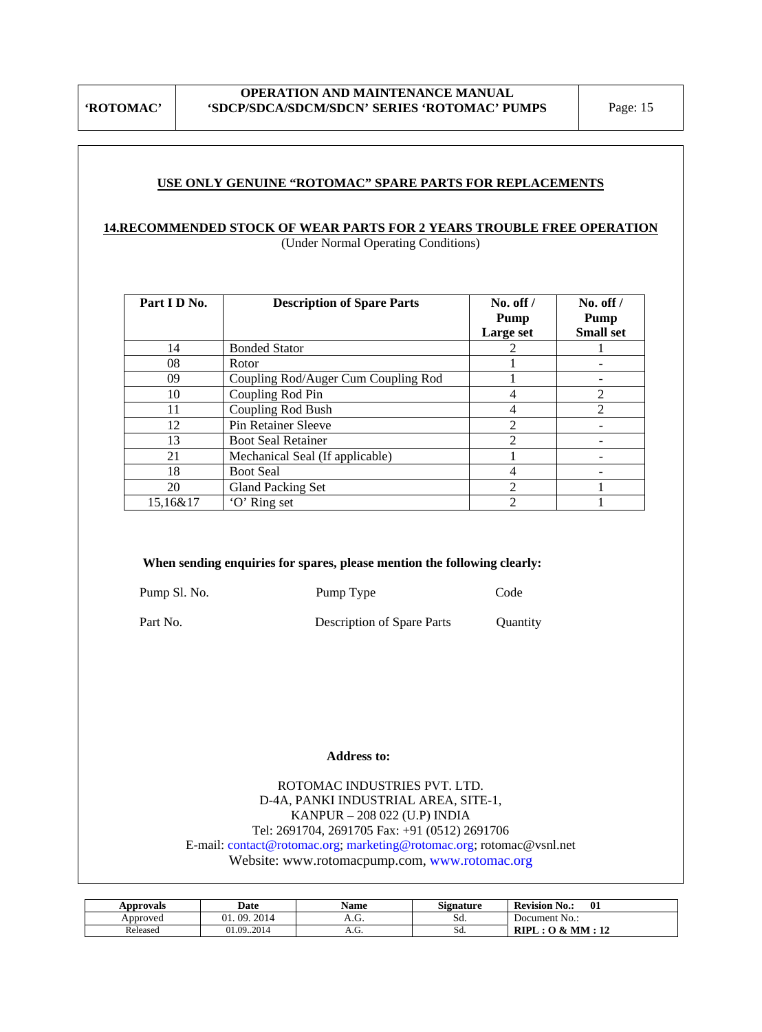**USE ONLY GENUINE "ROTOMAC" SPARE PARTS FOR REPLACEMENTS**

## 14.RECOMMENDED STOCK OF WEAR PARTS FOR 2 YEARS TROUBLE FREE OPERATION

(Under Normal Operating Conditions)

| Part I D No. | Description of Spare Parts | No. off / Pump Large set | No. off / Pump Small set |
|---|---|---|---|
| 14 | Bonded Stator | 2 | 1 |
| 08 | Rotor | 1 | - |
| 09 | Coupling Rod/Auger Cum Coupling Rod | 1 | - |
| 10 | Coupling Rod Pin | 4 | 2 |
| 11 | Coupling Rod Bush | 4 | 2 |
| 12 | Pin Retainer Sleeve | 2 | - |
| 13 | Boot Seal Retainer | 2 | - |
| 21 | Mechanical Seal (If applicable) | 1 | - |
| 18 | Boot Seal | 4 | - |
| 20 | Gland Packing Set | 2 | 1 |
| 15,16&17 | 'O' Ring set | 2 | 1 |

**When sending enquiries for spares, please mention the following clearly:**

Pump Sl. No. Pump Type Code

Part No. Description of Spare Parts Quantity

**Address to:**

ROTOMAC INDUSTRIES PVT. LTD.
D-4A, PANKI INDUSTRIAL AREA, SITE-1,
KANPUR – 208 022 (U.P) INDIA
Tel: 2691704, 2691705 Fax: +91 (0512) 2691706
E-mail: contact@rotomac.org; marketing@rotomac.org; rotomac@vsnl.net
Website: www.rotomacpump.com, www.rotomac.org

| Approvals | Date | Name | Signature | Revision No.: 01 |
|---|---|---|---|---|
| Approved | 01. 09. 2014 | A.G. | Sd. | Document No.: |
| Released | 01.09..2014 | A.G. | Sd. | RIPL : O & MM : 12 |